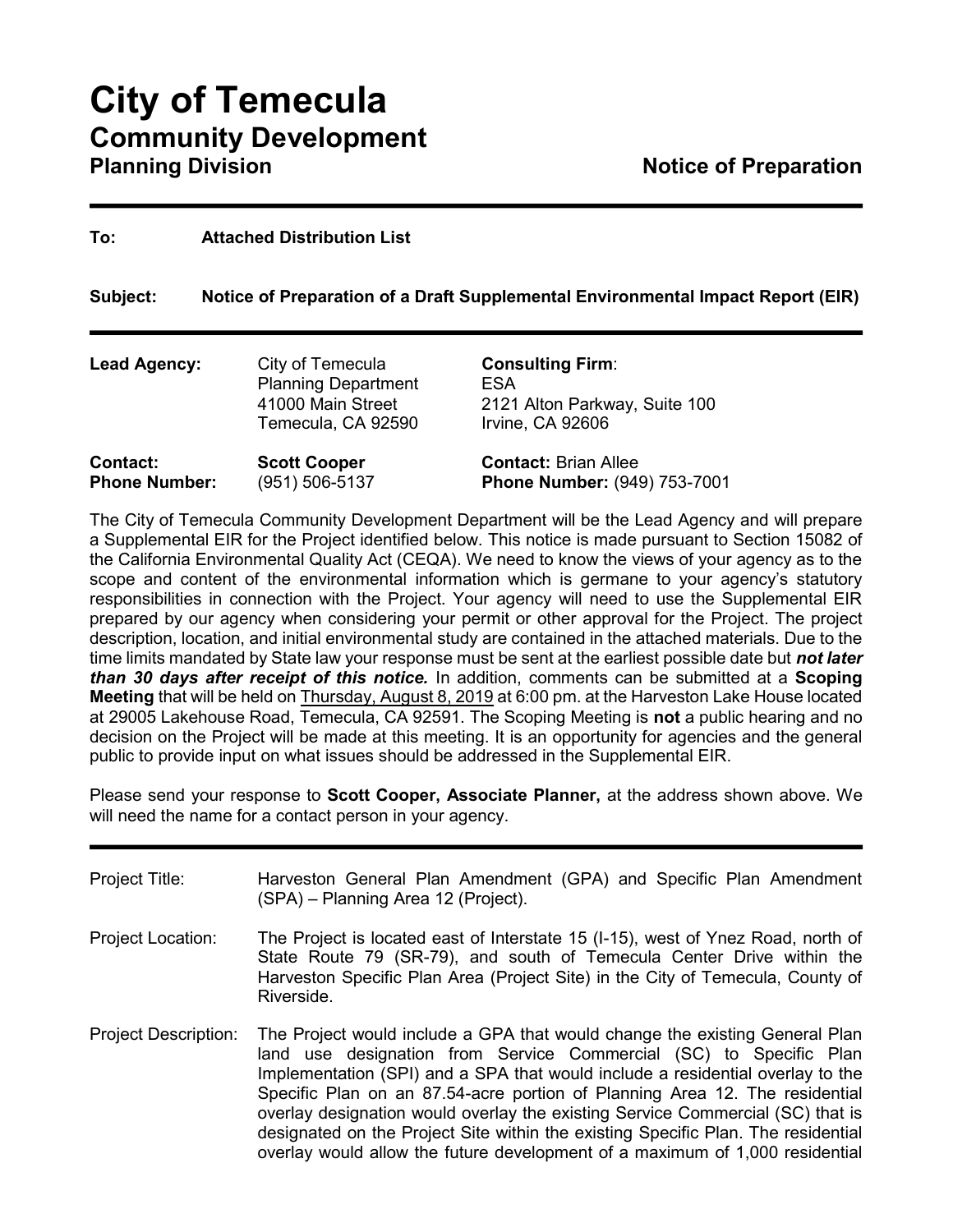# City of Temecula

## Community Development

### Planning Division

**Notice of Preparation**

---

**To:** **Attached Distribution List**

**Subject:** **Notice of Preparation of a Draft Supplemental Environmental Impact Report (EIR)**

---

| | | |
|---|---|---|
| **Lead Agency:** | City of Temecula<br>Planning Department<br>41000 Main Street<br>Temecula, CA 92590 | **Consulting Firm**:<br>ESA<br>2121 Alton Parkway, Suite 100<br>Irvine, CA 92606 |
| **Contact:**<br>**Phone Number:** | **Scott Cooper**<br>(951) 506-5137 | **Contact:** Brian Allee<br>**Phone Number:** (949) 753-7001 |

The City of Temecula Community Development Department will be the Lead Agency and will prepare a Supplemental EIR for the Project identified below. This notice is made pursuant to Section 15082 of the California Environmental Quality Act (CEQA). We need to know the views of your agency as to the scope and content of the environmental information which is germane to your agency's statutory responsibilities in connection with the Project. Your agency will need to use the Supplemental EIR prepared by our agency when considering your permit or other approval for the Project. The project description, location, and initial environmental study are contained in the attached materials. Due to the time limits mandated by State law your response must be sent at the earliest possible date but ***not later than 30 days after receipt of this notice.*** In addition, comments can be submitted at a **Scoping Meeting** that will be held on Thursday, August 8, 2019 at 6:00 pm. at the Harveston Lake House located at 29005 Lakehouse Road, Temecula, CA 92591. The Scoping Meeting is **not** a public hearing and no decision on the Project will be made at this meeting. It is an opportunity for agencies and the general public to provide input on what issues should be addressed in the Supplemental EIR.

Please send your response to **Scott Cooper, Associate Planner,** at the address shown above. We will need the name for a contact person in your agency.

---

Project Title: Harveston General Plan Amendment (GPA) and Specific Plan Amendment (SPA) – Planning Area 12 (Project).

Project Location: The Project is located east of Interstate 15 (I-15), west of Ynez Road, north of State Route 79 (SR-79), and south of Temecula Center Drive within the Harveston Specific Plan Area (Project Site) in the City of Temecula, County of Riverside.

Project Description: The Project would include a GPA that would change the existing General Plan land use designation from Service Commercial (SC) to Specific Plan Implementation (SPI) and a SPA that would include a residential overlay to the Specific Plan on an 87.54-acre portion of Planning Area 12. The residential overlay designation would overlay the existing Service Commercial (SC) that is designated on the Project Site within the existing Specific Plan. The residential overlay would allow the future development of a maximum of 1,000 residential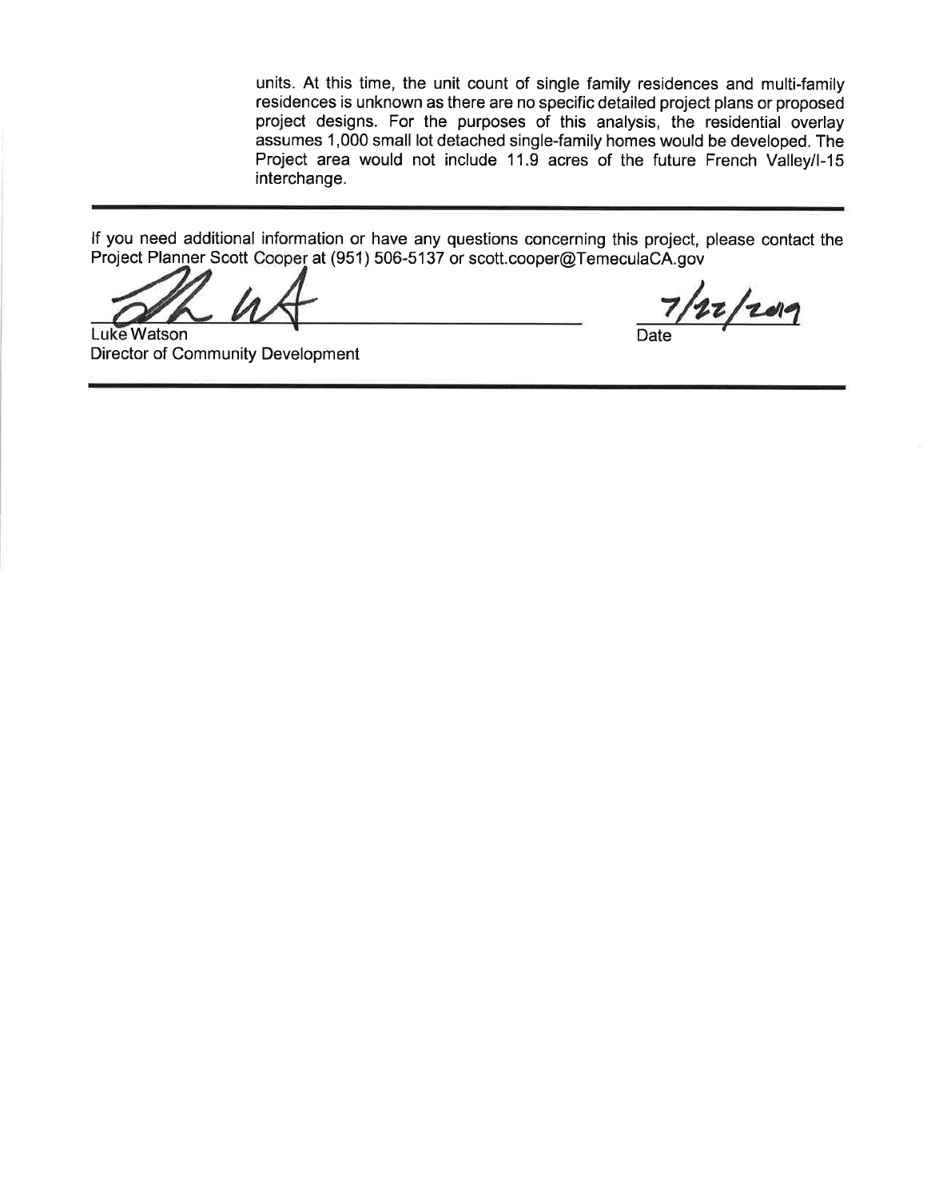units. At this time, the unit count of single family residences and multi-family residences is unknown as there are no specific detailed project plans or proposed project designs. For the purposes of this analysis, the residential overlay assumes 1,000 small lot detached single-family homes would be developed. The Project area would not include 11.9 acres of the future French Valley/I-15 interchange.

---

If you need additional information or have any questions concerning this project, please contact the Project Planner Scott Cooper at (951) 506-5137 or scott.cooper@TemeculaCA.gov

Luke Watson
Director of Community Development

7/22/2019
Date

---